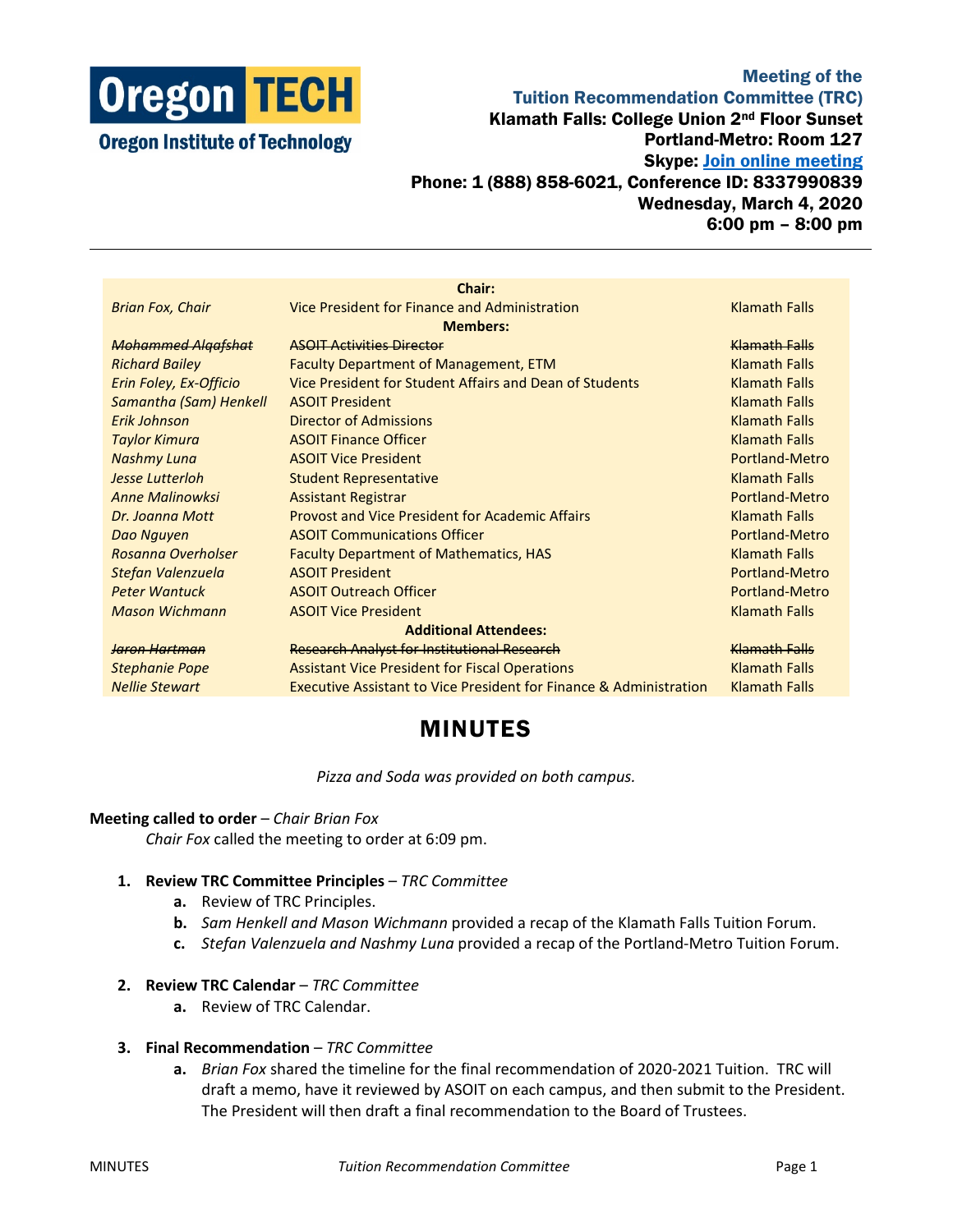Oregon TECH
Oregon Institute of Technology

**Meeting of the**
**Tuition Recommendation Committee (TRC)**
**Klamath Falls: College Union 2nd Floor Sunset**
**Portland-Metro: Room 127**
**Skype: Join online meeting**
**Phone: 1 (888) 858-6021, Conference ID: 8337990839**
**Wednesday, March 4, 2020**
**6:00 pm – 8:00 pm**

| | **Chair:** | |
|---|---|---|
| *Brian Fox, Chair* | Vice President for Finance and Administration | Klamath Falls |
| | **Members:** | |
| ~~*Mohammed Alqafshat*~~ | ~~ASOIT Activities Director~~ | ~~Klamath Falls~~ |
| *Richard Bailey* | Faculty Department of Management, ETM | Klamath Falls |
| *Erin Foley, Ex-Officio* | Vice President for Student Affairs and Dean of Students | Klamath Falls |
| *Samantha (Sam) Henkell* | ASOIT President | Klamath Falls |
| *Erik Johnson* | Director of Admissions | Klamath Falls |
| *Taylor Kimura* | ASOIT Finance Officer | Klamath Falls |
| *Nashmy Luna* | ASOIT Vice President | Portland-Metro |
| *Jesse Lutterloh* | Student Representative | Klamath Falls |
| *Anne Malinowksi* | Assistant Registrar | Portland-Metro |
| *Dr. Joanna Mott* | Provost and Vice President for Academic Affairs | Klamath Falls |
| *Dao Nguyen* | ASOIT Communications Officer | Portland-Metro |
| *Rosanna Overholser* | Faculty Department of Mathematics, HAS | Klamath Falls |
| *Stefan Valenzuela* | ASOIT President | Portland-Metro |
| *Peter Wantuck* | ASOIT Outreach Officer | Portland-Metro |
| *Mason Wichmann* | ASOIT Vice President | Klamath Falls |
| | **Additional Attendees:** | |
| ~~*Jaron Hartman*~~ | ~~Research Analyst for Institutional Research~~ | ~~Klamath Falls~~ |
| *Stephanie Pope* | Assistant Vice President for Fiscal Operations | Klamath Falls |
| *Nellie Stewart* | Executive Assistant to Vice President for Finance & Administration | Klamath Falls |

# MINUTES

*Pizza and Soda was provided on both campus.*

**Meeting called to order** – *Chair Brian Fox*

*Chair Fox* called the meeting to order at 6:09 pm.

1. **Review TRC Committee Principles** – *TRC Committee*
   a. Review of TRC Principles.
   b. *Sam Henkell and Mason Wichmann* provided a recap of the Klamath Falls Tuition Forum.
   c. *Stefan Valenzuela and Nashmy Luna* provided a recap of the Portland-Metro Tuition Forum.

2. **Review TRC Calendar** – *TRC Committee*
   a. Review of TRC Calendar.

3. **Final Recommendation** – *TRC Committee*
   a. *Brian Fox* shared the timeline for the final recommendation of 2020-2021 Tuition. TRC will draft a memo, have it reviewed by ASOIT on each campus, and then submit to the President. The President will then draft a final recommendation to the Board of Trustees.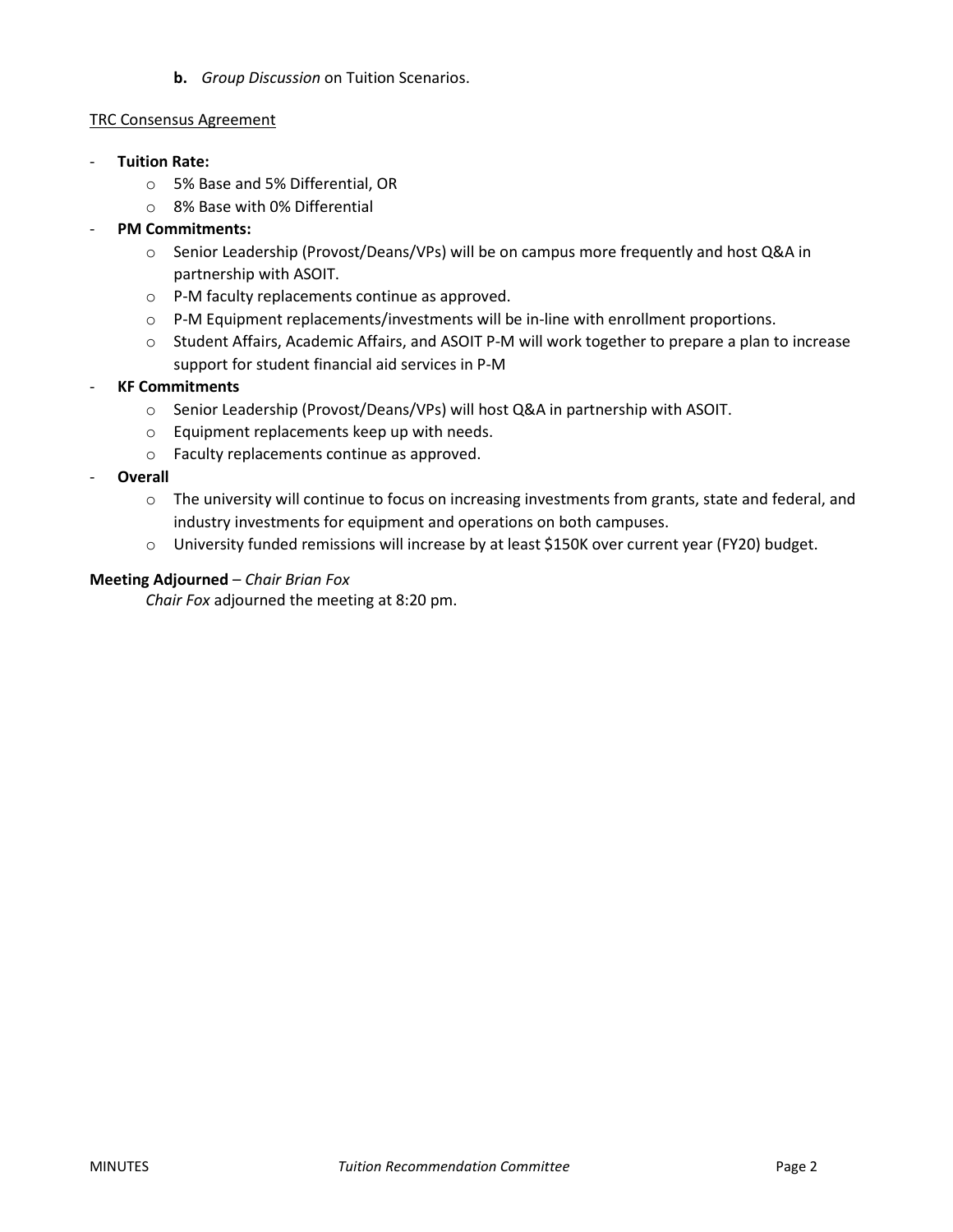**b.** *Group Discussion* on Tuition Scenarios.

TRC Consensus Agreement

- **Tuition Rate:**
  - 5% Base and 5% Differential, OR
  - 8% Base with 0% Differential
- **PM Commitments:**
  - Senior Leadership (Provost/Deans/VPs) will be on campus more frequently and host Q&A in partnership with ASOIT.
  - P-M faculty replacements continue as approved.
  - P-M Equipment replacements/investments will be in-line with enrollment proportions.
  - Student Affairs, Academic Affairs, and ASOIT P-M will work together to prepare a plan to increase support for student financial aid services in P-M
- **KF Commitments**
  - Senior Leadership (Provost/Deans/VPs) will host Q&A in partnership with ASOIT.
  - Equipment replacements keep up with needs.
  - Faculty replacements continue as approved.
- **Overall**
  - The university will continue to focus on increasing investments from grants, state and federal, and industry investments for equipment and operations on both campuses.
  - University funded remissions will increase by at least $150K over current year (FY20) budget.

**Meeting Adjourned** – *Chair Brian Fox*

*Chair Fox* adjourned the meeting at 8:20 pm.